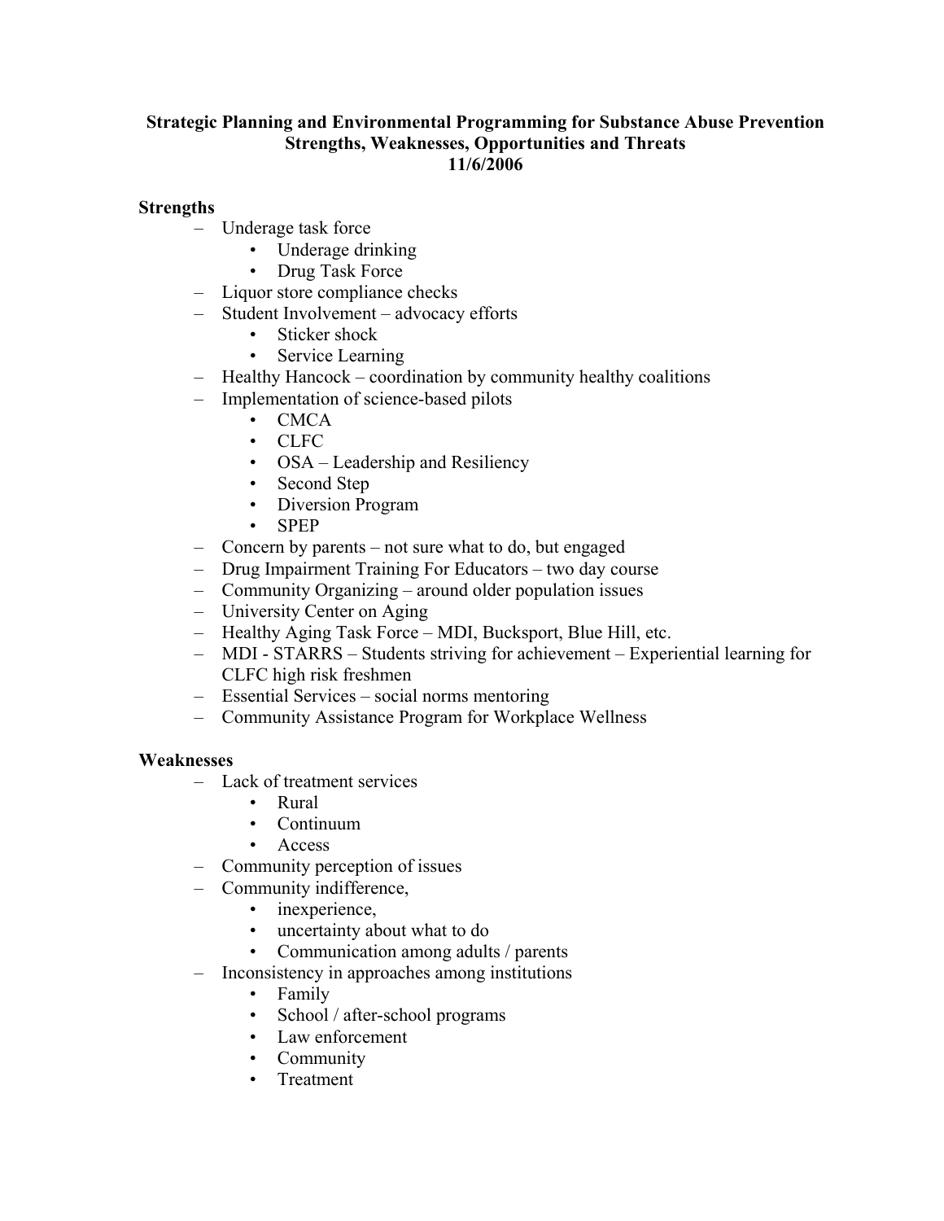**Strategic Planning and Environmental Programming for Substance Abuse Prevention**
**Strengths, Weaknesses, Opportunities and Threats**
**11/6/2006**

**Strengths**

- Underage task force
  - Underage drinking
  - Drug Task Force
- Liquor store compliance checks
- Student Involvement – advocacy efforts
  - Sticker shock
  - Service Learning
- Healthy Hancock – coordination by community healthy coalitions
- Implementation of science-based pilots
  - CMCA
  - CLFC
  - OSA – Leadership and Resiliency
  - Second Step
  - Diversion Program
  - SPEP
- Concern by parents – not sure what to do, but engaged
- Drug Impairment Training For Educators – two day course
- Community Organizing – around older population issues
- University Center on Aging
- Healthy Aging Task Force – MDI, Bucksport, Blue Hill, etc.
- MDI - STARRS – Students striving for achievement – Experiential learning for CLFC high risk freshmen
- Essential Services – social norms mentoring
- Community Assistance Program for Workplace Wellness

**Weaknesses**

- Lack of treatment services
  - Rural
  - Continuum
  - Access
- Community perception of issues
- Community indifference,
  - inexperience,
  - uncertainty about what to do
  - Communication among adults / parents
- Inconsistency in approaches among institutions
  - Family
  - School / after-school programs
  - Law enforcement
  - Community
  - Treatment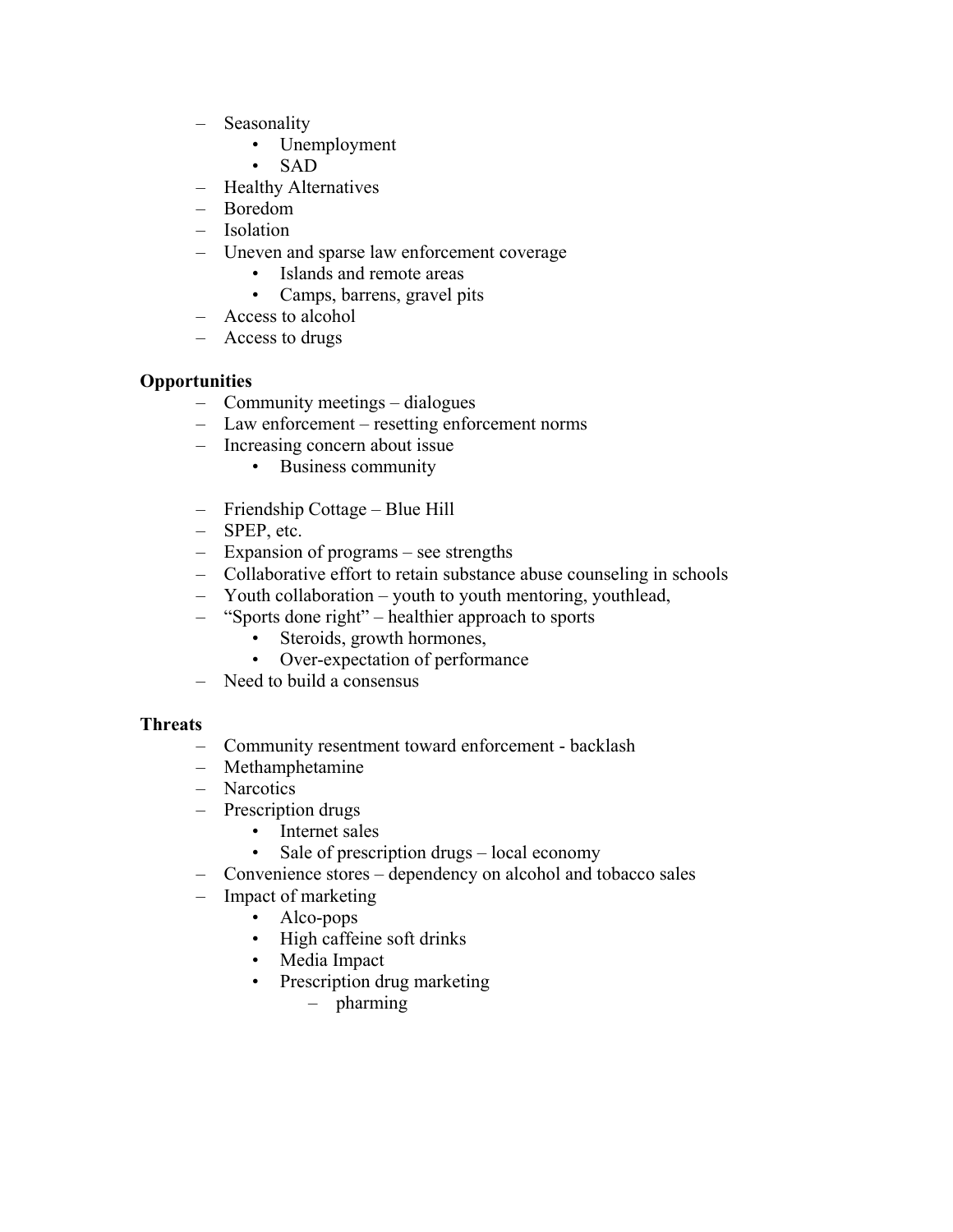- Seasonality
    - Unemployment
    - SAD
- Healthy Alternatives
- Boredom
- Isolation
- Uneven and sparse law enforcement coverage
    - Islands and remote areas
    - Camps, barrens, gravel pits
- Access to alcohol
- Access to drugs

**Opportunities**

- Community meetings – dialogues
- Law enforcement – resetting enforcement norms
- Increasing concern about issue
    - Business community

- Friendship Cottage – Blue Hill
- SPEP, etc.
- Expansion of programs – see strengths
- Collaborative effort to retain substance abuse counseling in schools
- Youth collaboration – youth to youth mentoring, youthlead,
- "Sports done right" – healthier approach to sports
    - Steroids, growth hormones,
    - Over-expectation of performance
- Need to build a consensus

**Threats**

- Community resentment toward enforcement - backlash
- Methamphetamine
- Narcotics
- Prescription drugs
    - Internet sales
    - Sale of prescription drugs – local economy
- Convenience stores – dependency on alcohol and tobacco sales
- Impact of marketing
    - Alco-pops
    - High caffeine soft drinks
    - Media Impact
    - Prescription drug marketing
        - pharming